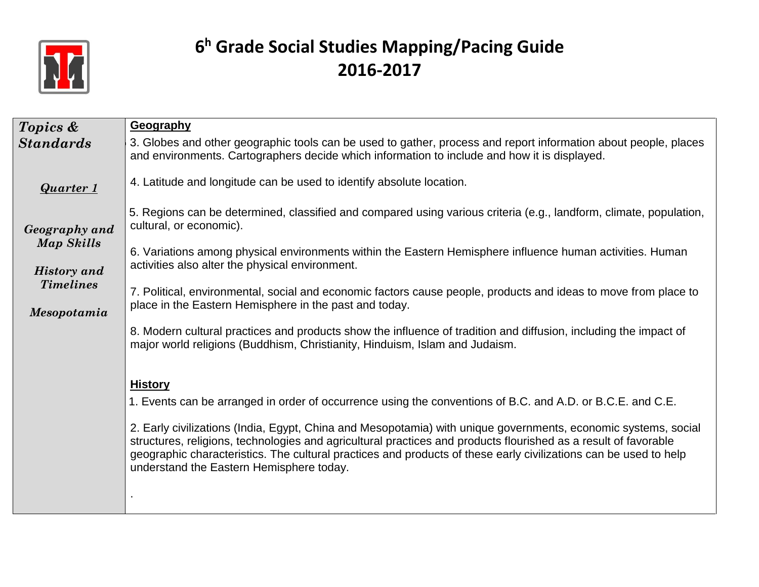# 6h Grade Social Studies Mapping/Pacing Guide
# 2016-2017

| ***Topics & Standards*** | **Geography** |
|---|---|
| ***Quarter 1*** | 3. Globes and other geographic tools can be used to gather, process and report information about people, places and environments. Cartographers decide which information to include and how it is displayed. |
| ***Geography and Map Skills*** | 4. Latitude and longitude can be used to identify absolute location. |
| ***History and Timelines*** | 5. Regions can be determined, classified and compared using various criteria (e.g., landform, climate, population, cultural, or economic). |
| ***Mesopotamia*** | 6. Variations among physical environments within the Eastern Hemisphere influence human activities. Human activities also alter the physical environment. |
| | 7. Political, environmental, social and economic factors cause people, products and ideas to move from place to place in the Eastern Hemisphere in the past and today. |
| | 8. Modern cultural practices and products show the influence of tradition and diffusion, including the impact of major world religions (Buddhism, Christianity, Hinduism, Islam and Judaism. |
| | **History** |
| | 1. Events can be arranged in order of occurrence using the conventions of B.C. and A.D. or B.C.E. and C.E. |
| | 2. Early civilizations (India, Egypt, China and Mesopotamia) with unique governments, economic systems, social structures, religions, technologies and agricultural practices and products flourished as a result of favorable geographic characteristics. The cultural practices and products of these early civilizations can be used to help understand the Eastern Hemisphere today. |
| | . |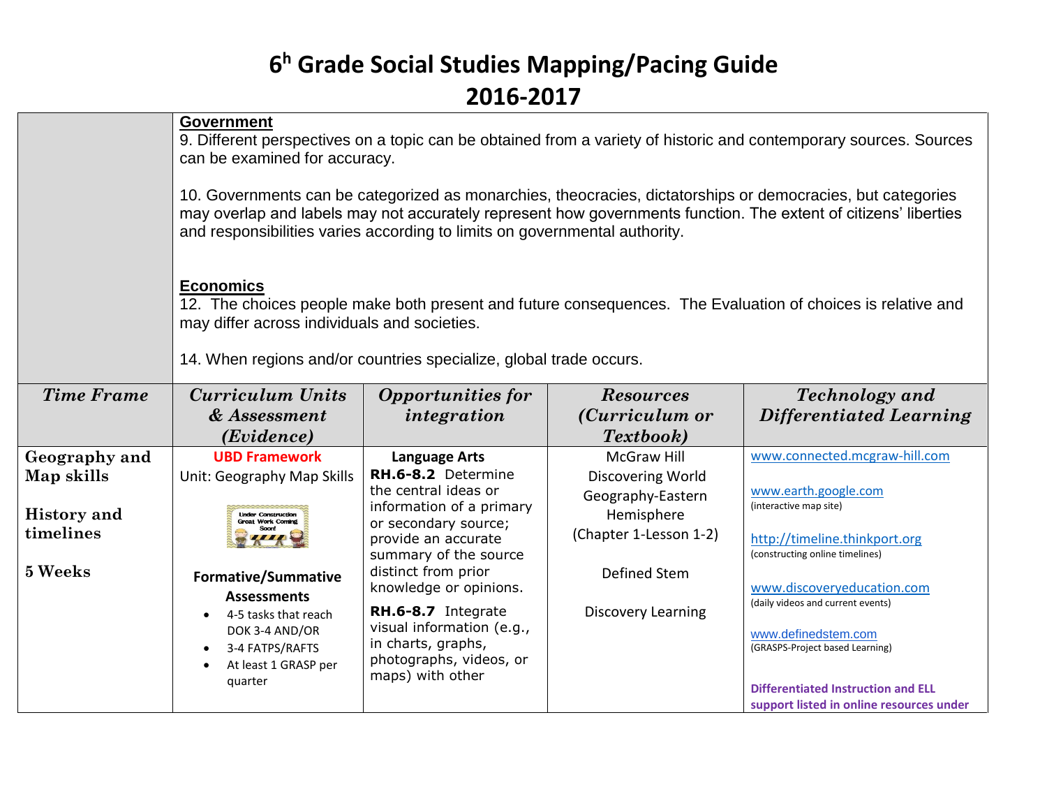# 6h Grade Social Studies Mapping/Pacing Guide
# 2016-2017

| | |
|---|---|
| | **Government**<br>9. Different perspectives on a topic can be obtained from a variety of historic and contemporary sources. Sources can be examined for accuracy.<br><br>10. Governments can be categorized as monarchies, theocracies, dictatorships or democracies, but categories may overlap and labels may not accurately represent how governments function. The extent of citizens' liberties and responsibilities varies according to limits on governmental authority.<br><br>**Economics**<br>12. The choices people make both present and future consequences. The Evaluation of choices is relative and may differ across individuals and societies.<br><br>14. When regions and/or countries specialize, global trade occurs. |

| *Time Frame* | *Curriculum Units & Assessment (Evidence)* | *Opportunities for integration* | *Resources (Curriculum or Textbook)* | *Technology and Differentiated Learning* |
|---|---|---|---|---|
| **Geography and Map skills**<br><br>**History and timelines**<br><br>**5 Weeks** | **UBD Framework**<br>Unit: Geography Map Skills<br><br>Under Construction Great Work Coming Soon!<br><br>**Formative/Summative Assessments**<br>• 4-5 tasks that reach DOK 3-4 AND/OR<br>• 3-4 FATPS/RAFTS<br>• At least 1 GRASP per quarter | **Language Arts**<br>**RH.6-8.2** Determine the central ideas or information of a primary or secondary source; provide an accurate summary of the source distinct from prior knowledge or opinions.<br><br>**RH.6-8.7** Integrate visual information (e.g., in charts, graphs, photographs, videos, or maps) with other | McGraw Hill Discovering World Geography-Eastern Hemisphere (Chapter 1-Lesson 1-2)<br><br>Defined Stem<br><br>Discovery Learning | www.connected.mcgraw-hill.com<br><br>www.earth.google.com (interactive map site)<br><br>http://timeline.thinkport.org (constructing online timelines)<br><br>www.discoveryeducation.com (daily videos and current events)<br><br>www.definedstem.com (GRASPS-Project based Learning)<br><br>**Differentiated Instruction and ELL support listed in online resources under** |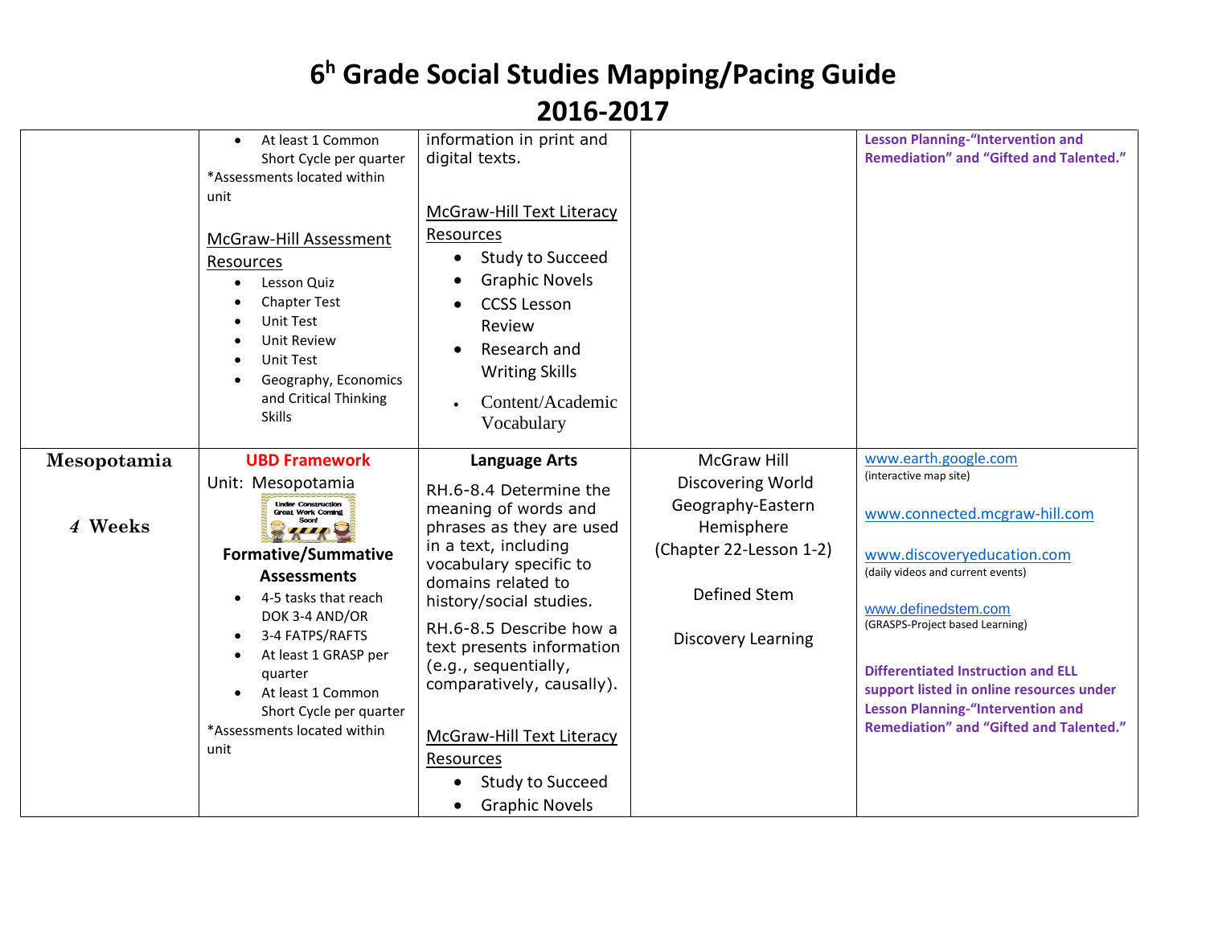# 6h Grade Social Studies Mapping/Pacing Guide
# 2016-2017

| | | | | |
|---|---|---|---|---|
| | • At least 1 Common Short Cycle per quarter<br>*Assessments located within unit<br><br>McGraw-Hill Assessment Resources<br>• Lesson Quiz<br>• Chapter Test<br>• Unit Test<br>• Unit Review<br>• Unit Test<br>• Geography, Economics and Critical Thinking Skills | information in print and digital texts.<br><br>McGraw-Hill Text Literacy Resources<br>• Study to Succeed<br>• Graphic Novels<br>• CCSS Lesson Review<br>• Research and Writing Skills<br>• Content/Academic Vocabulary | | **Lesson Planning-"Intervention and Remediation" and "Gifted and Talented."** |
| **Mesopotamia**<br><br>***4* Weeks** | **UBD Framework**<br>Unit: Mesopotamia<br>Under Construction Great Work Coming Soon!<br>**Formative/Summative Assessments**<br>• 4-5 tasks that reach DOK 3-4 AND/OR<br>• 3-4 FATPS/RAFTS<br>• At least 1 GRASP per quarter<br>• At least 1 Common Short Cycle per quarter<br>*Assessments located within unit | **Language Arts**<br>RH.6-8.4 Determine the meaning of words and phrases as they are used in a text, including vocabulary specific to domains related to history/social studies.<br>RH.6-8.5 Describe how a text presents information (e.g., sequentially, comparatively, causally).<br><br>McGraw-Hill Text Literacy Resources<br>• Study to Succeed<br>• Graphic Novels | McGraw Hill Discovering World Geography-Eastern Hemisphere (Chapter 22-Lesson 1-2)<br><br>Defined Stem<br><br>Discovery Learning | www.earth.google.com<br>(interactive map site)<br><br>www.connected.mcgraw-hill.com<br><br>www.discoveryeducation.com<br>(daily videos and current events)<br><br>www.definedstem.com<br>(GRASPS-Project based Learning)<br><br>**Differentiated Instruction and ELL support listed in online resources under Lesson Planning-"Intervention and Remediation" and "Gifted and Talented."** |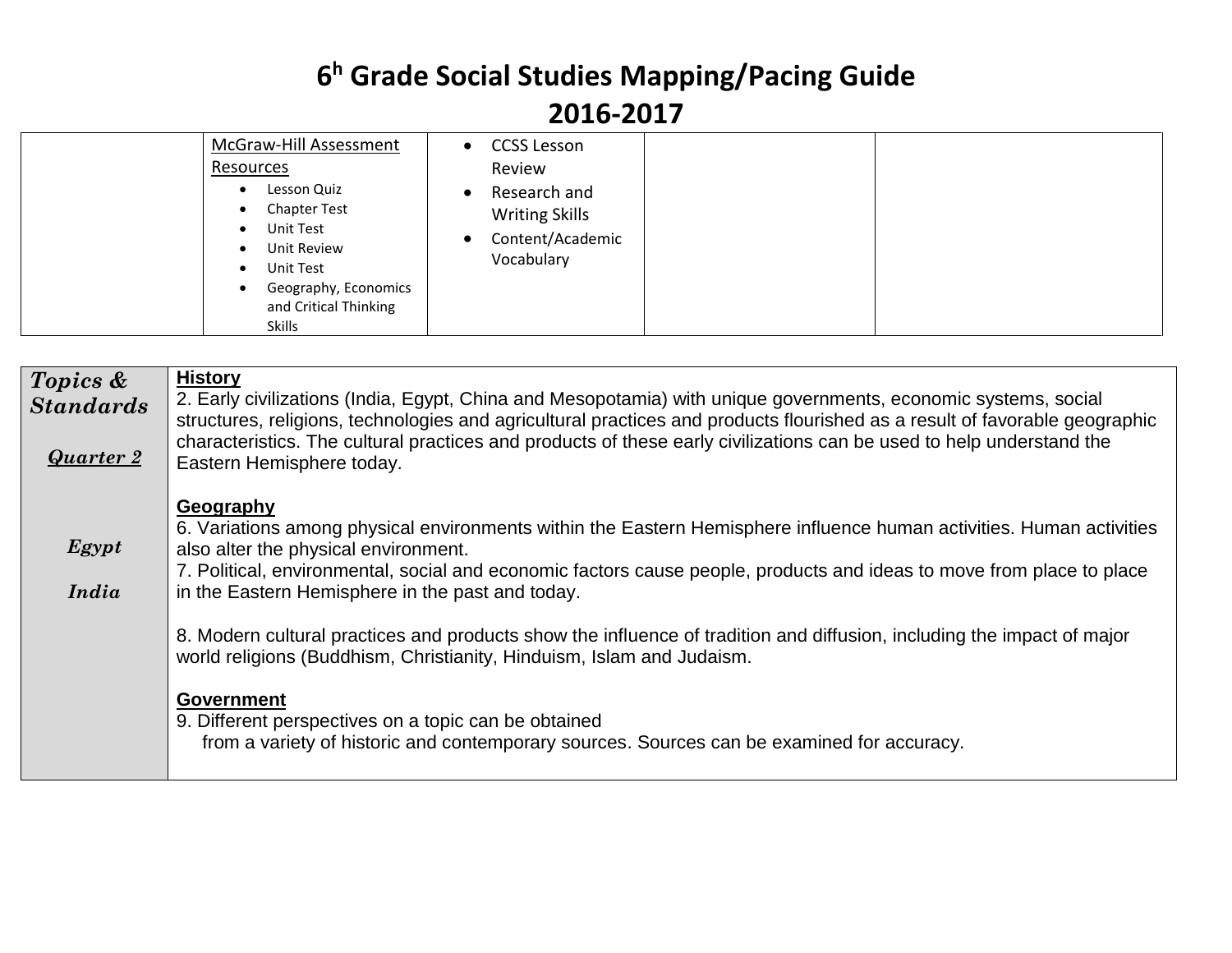# 6[h] Grade Social Studies Mapping/Pacing Guide 2016-2017

| | | | | |
|---|---|---|---|---|
| | McGraw-Hill Assessment Resources<br>• Lesson Quiz<br>• Chapter Test<br>• Unit Test<br>• Unit Review<br>• Unit Test<br>• Geography, Economics and Critical Thinking Skills | • CCSS Lesson Review<br>• Research and Writing Skills<br>• Content/Academic Vocabulary | | |

| ***Topics & Standards***<br><br>***Quarter 2***<br><br>***Egypt***<br><br>***India*** | **History**<br>2. Early civilizations (India, Egypt, China and Mesopotamia) with unique governments, economic systems, social structures, religions, technologies and agricultural practices and products flourished as a result of favorable geographic characteristics. The cultural practices and products of these early civilizations can be used to help understand the Eastern Hemisphere today.<br><br>**Geography**<br>6. Variations among physical environments within the Eastern Hemisphere influence human activities. Human activities also alter the physical environment.<br>7. Political, environmental, social and economic factors cause people, products and ideas to move from place to place in the Eastern Hemisphere in the past and today.<br><br>8. Modern cultural practices and products show the influence of tradition and diffusion, including the impact of major world religions (Buddhism, Christianity, Hinduism, Islam and Judaism.<br><br>**Government**<br>9. Different perspectives on a topic can be obtained from a variety of historic and contemporary sources. Sources can be examined for accuracy. |
|---|---|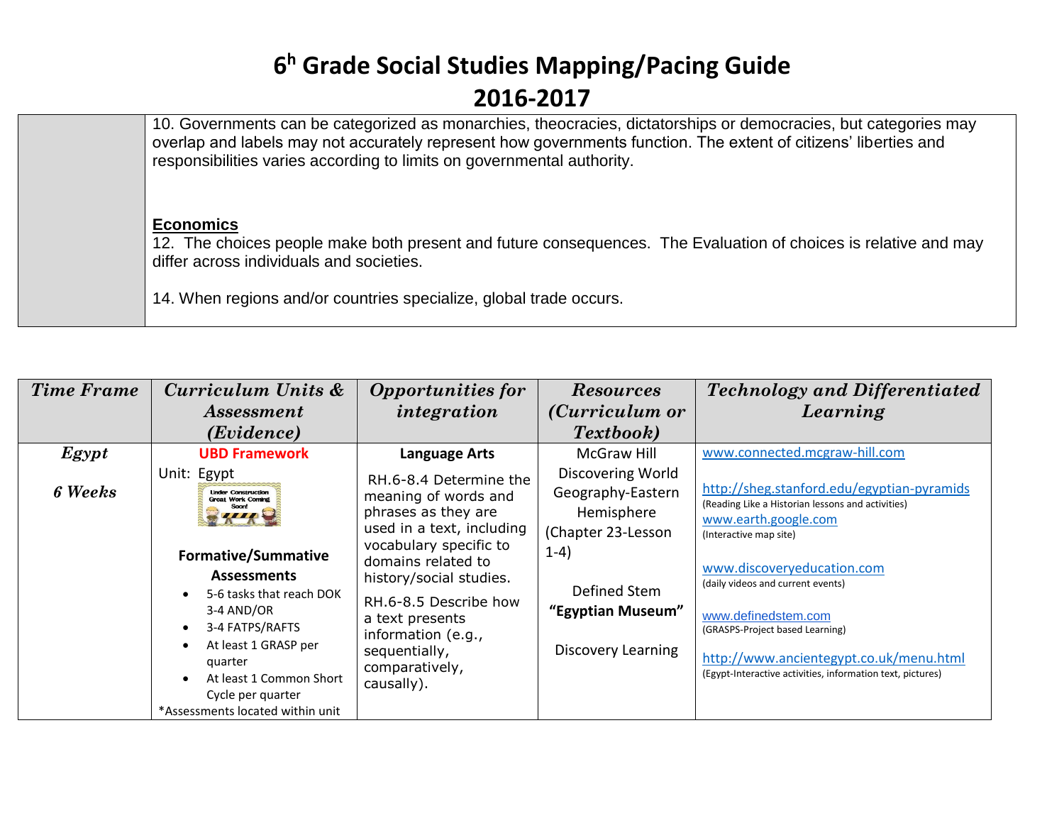# 6h Grade Social Studies Mapping/Pacing Guide
# 2016-2017

| | |
|---|---|
| | 10. Governments can be categorized as monarchies, theocracies, dictatorships or democracies, but categories may overlap and labels may not accurately represent how governments function. The extent of citizens' liberties and responsibilities varies according to limits on governmental authority.<br><br>**Economics**<br>12. The choices people make both present and future consequences. The Evaluation of choices is relative and may differ across individuals and societies.<br><br>14. When regions and/or countries specialize, global trade occurs. |

| *Time Frame* | *Curriculum Units & Assessment (Evidence)* | *Opportunities for integration* | *Resources (Curriculum or Textbook)* | *Technology and Differentiated Learning* |
|---|---|---|---|---|
| ***Egypt***<br><br>***6 Weeks*** | **UBD Framework**<br>Unit: Egypt<br>Under Construction Great Work Coming Soon!<br><br>**Formative/Summative Assessments**<br>• 5-6 tasks that reach DOK 3-4 AND/OR<br>• 3-4 FATPS/RAFTS<br>• At least 1 GRASP per quarter<br>• At least 1 Common Short Cycle per quarter<br>*Assessments located within unit | **Language Arts**<br>RH.6-8.4 Determine the meaning of words and phrases as they are used in a text, including vocabulary specific to domains related to history/social studies.<br><br>RH.6-8.5 Describe how a text presents information (e.g., sequentially, comparatively, causally). | McGraw Hill Discovering World Geography-Eastern Hemisphere (Chapter 23-Lesson 1-4)<br><br>Defined Stem **"Egyptian Museum"**<br><br>Discovery Learning | www.connected.mcgraw-hill.com<br><br>http://sheg.stanford.edu/egyptian-pyramids<br>(Reading Like a Historian lessons and activities)<br>www.earth.google.com<br>(Interactive map site)<br><br>www.discoveryeducation.com<br>(daily videos and current events)<br><br>www.definedstem.com<br>(GRASPS-Project based Learning)<br><br>http://www.ancientegypt.co.uk/menu.html<br>(Egypt-Interactive activities, information text, pictures) |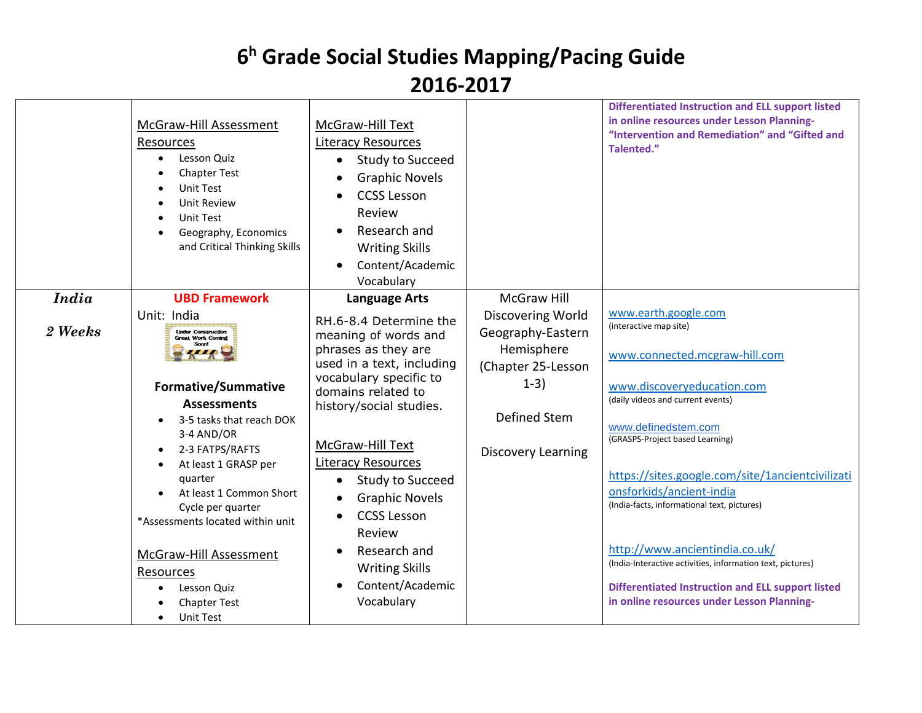# 6h Grade Social Studies Mapping/Pacing Guide
# 2016-2017

| | | | | |
|---|---|---|---|---|
| | McGraw-Hill Assessment Resources<br>• Lesson Quiz<br>• Chapter Test<br>• Unit Test<br>• Unit Review<br>• Unit Test<br>• Geography, Economics and Critical Thinking Skills | McGraw-Hill Text Literacy Resources<br>• Study to Succeed<br>• Graphic Novels<br>• CCSS Lesson Review<br>• Research and Writing Skills<br>• Content/Academic Vocabulary | | **Differentiated Instruction and ELL support listed in online resources under Lesson Planning- "Intervention and Remediation" and "Gifted and Talented."** |
| ***India***<br><br>***2 Weeks*** | **UBD Framework**<br>Unit: India<br>Under Construction Great Work Coming Soon!<br><br>**Formative/Summative Assessments**<br>• 3-5 tasks that reach DOK 3-4 AND/OR<br>• 2-3 FATPS/RAFTS<br>• At least 1 GRASP per quarter<br>• At least 1 Common Short Cycle per quarter<br>*Assessments located within unit<br><br>McGraw-Hill Assessment Resources<br>• Lesson Quiz<br>• Chapter Test<br>• Unit Test | **Language Arts**<br>RH.6-8.4 Determine the meaning of words and phrases as they are used in a text, including vocabulary specific to domains related to history/social studies.<br><br>McGraw-Hill Text Literacy Resources<br>• Study to Succeed<br>• Graphic Novels<br>• CCSS Lesson Review<br>• Research and Writing Skills<br>• Content/Academic Vocabulary | McGraw Hill Discovering World Geography-Eastern Hemisphere (Chapter 25-Lesson 1-3)<br><br>Defined Stem<br><br>Discovery Learning | www.earth.google.com<br>(interactive map site)<br><br>www.connected.mcgraw-hill.com<br><br>www.discoveryeducation.com<br>(daily videos and current events)<br><br>www.definedstem.com<br>(GRASPS-Project based Learning)<br><br>https://sites.google.com/site/1ancientcivilizationsforkids/ancient-india<br>(India-facts, informational text, pictures)<br><br>http://www.ancientindia.co.uk/<br>(India-Interactive activities, information text, pictures)<br><br>**Differentiated Instruction and ELL support listed in online resources under Lesson Planning-** |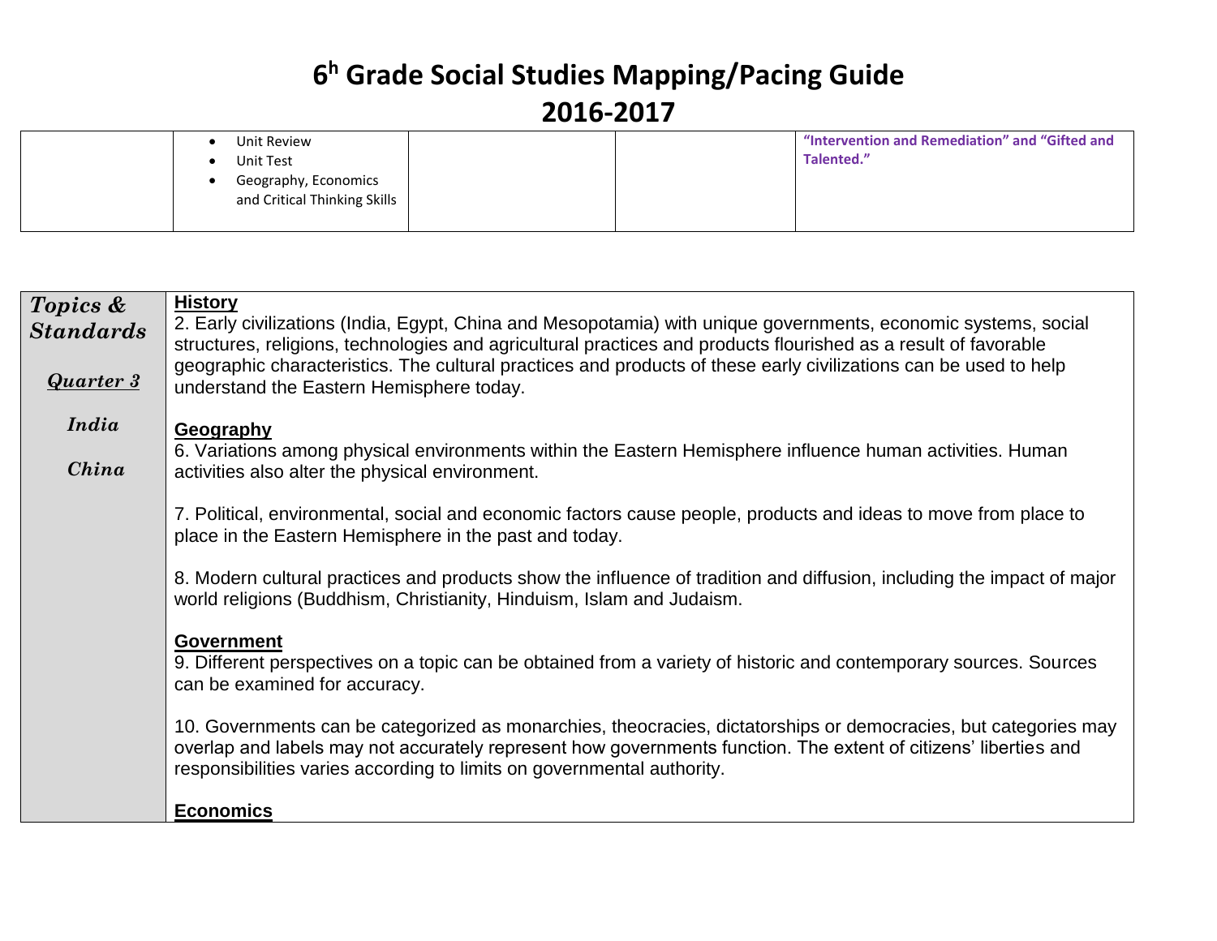# 6h Grade Social Studies Mapping/Pacing Guide
## 2016-2017

| | | | | |
|---|---|---|---|---|
| | • Unit Review<br>• Unit Test<br>• Geography, Economics and Critical Thinking Skills | | | **"Intervention and Remediation" and "Gifted and Talented."** |

| | |
|---|---|
| ***Topics & Standards***<br><br>***<u>Quarter 3</u>***<br><br>***India***<br><br>***China*** | **<u>History</u>**<br>2. Early civilizations (India, Egypt, China and Mesopotamia) with unique governments, economic systems, social structures, religions, technologies and agricultural practices and products flourished as a result of favorable geographic characteristics. The cultural practices and products of these early civilizations can be used to help understand the Eastern Hemisphere today.<br><br>**<u>Geography</u>**<br>6. Variations among physical environments within the Eastern Hemisphere influence human activities. Human activities also alter the physical environment.<br><br>7. Political, environmental, social and economic factors cause people, products and ideas to move from place to place in the Eastern Hemisphere in the past and today.<br><br>8. Modern cultural practices and products show the influence of tradition and diffusion, including the impact of major world religions (Buddhism, Christianity, Hinduism, Islam and Judaism.<br><br>**<u>Government</u>**<br>9. Different perspectives on a topic can be obtained from a variety of historic and contemporary sources. Sources can be examined for accuracy.<br><br>10. Governments can be categorized as monarchies, theocracies, dictatorships or democracies, but categories may overlap and labels may not accurately represent how governments function. The extent of citizens' liberties and responsibilities varies according to limits on governmental authority.<br><br>**<u>Economics</u>** |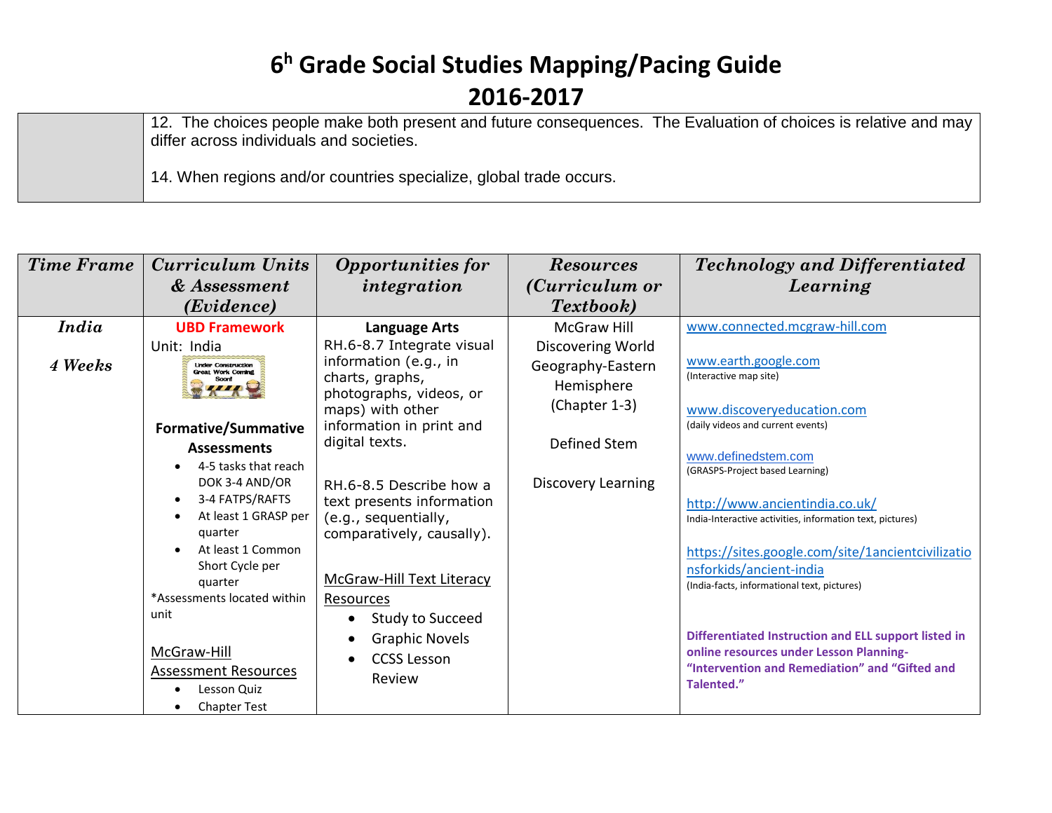# 6h Grade Social Studies Mapping/Pacing Guide

# 2016-2017

| | |
|---|---|
| | 12. The choices people make both present and future consequences. The Evaluation of choices is relative and may differ across individuals and societies.<br><br>14. When regions and/or countries specialize, global trade occurs. |

| *Time Frame* | *Curriculum Units & Assessment (Evidence)* | *Opportunities for integration* | *Resources (Curriculum or Textbook)* | *Technology and Differentiated Learning* |
|---|---|---|---|---|
| ***India***<br><br>***4 Weeks*** | **UBD Framework**<br>Unit: India<br>Under Construction Great Work Coming Soon!<br><br>**Formative/Summative Assessments**<br>• 4-5 tasks that reach DOK 3-4 AND/OR<br>• 3-4 FATPS/RAFTS<br>• At least 1 GRASP per quarter<br>• At least 1 Common Short Cycle per quarter<br>*Assessments located within unit<br><br>McGraw-Hill Assessment Resources<br>• Lesson Quiz<br>• Chapter Test | **Language Arts**<br>RH.6-8.7 Integrate visual information (e.g., in charts, graphs, photographs, videos, or maps) with other information in print and digital texts.<br><br>RH.6-8.5 Describe how a text presents information (e.g., sequentially, comparatively, causally).<br><br>McGraw-Hill Text Literacy Resources<br>• Study to Succeed<br>• Graphic Novels<br>• CCSS Lesson Review | McGraw Hill Discovering World Geography-Eastern Hemisphere (Chapter 1-3)<br><br>Defined Stem<br><br>Discovery Learning | www.connected.mcgraw-hill.com<br><br>www.earth.google.com<br>(Interactive map site)<br><br>www.discoveryeducation.com<br>(daily videos and current events)<br><br>www.definedstem.com<br>(GRASPS-Project based Learning)<br><br>http://www.ancientindia.co.uk/<br>India-Interactive activities, information text, pictures)<br><br>https://sites.google.com/site/1ancientcivilizationsforkids/ancient-india<br>(India-facts, informational text, pictures)<br><br>**Differentiated Instruction and ELL support listed in online resources under Lesson Planning- "Intervention and Remediation" and "Gifted and Talented."** |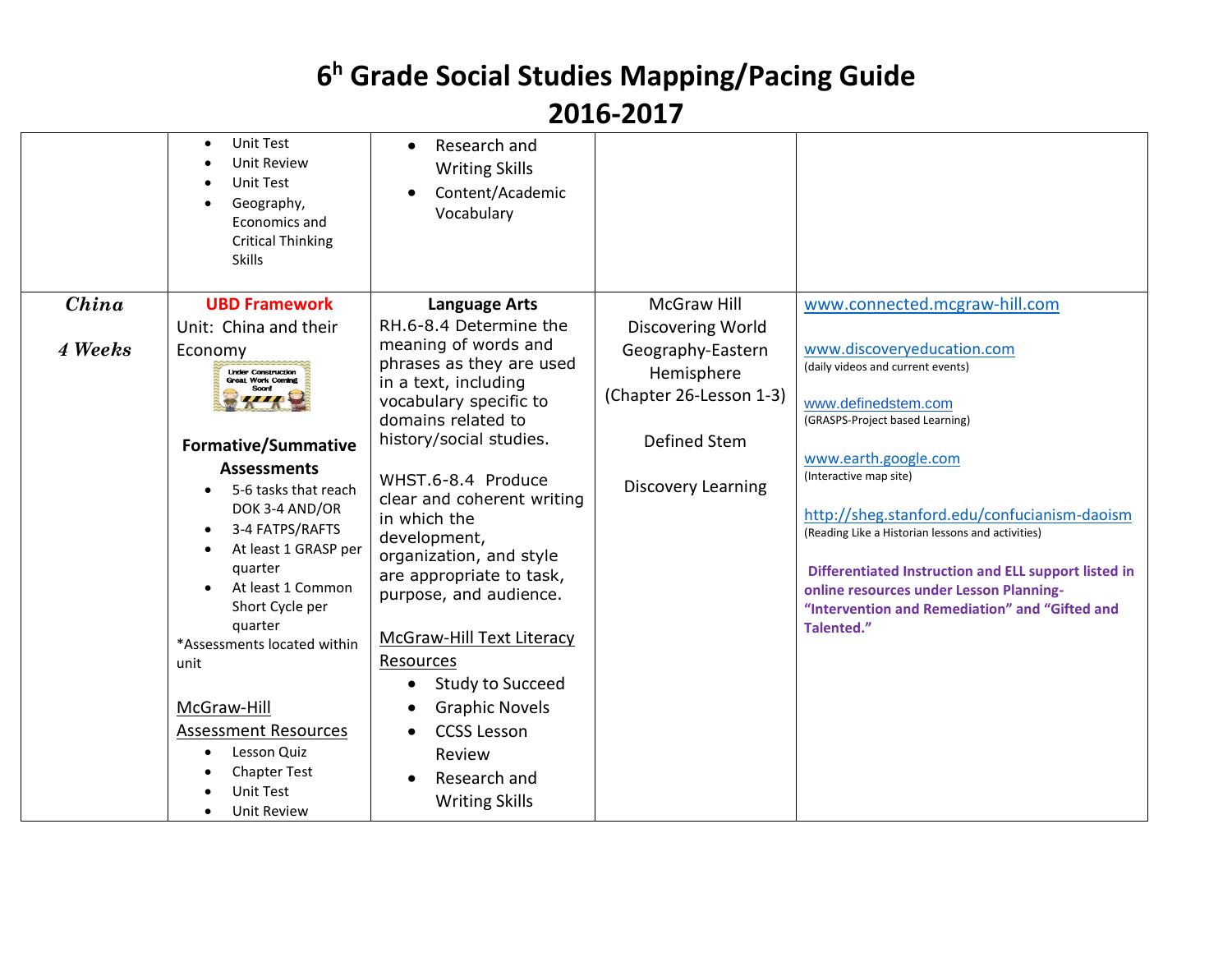# 6h Grade Social Studies Mapping/Pacing Guide
# 2016-2017

| | | | | |
|---|---|---|---|---|
| | • Unit Test<br>• Unit Review<br>• Unit Test<br>• Geography, Economics and Critical Thinking Skills | • Research and Writing Skills<br>• Content/Academic Vocabulary | | |
| ***China***<br><br>***4 Weeks*** | **UBD Framework**<br>Unit: China and their Economy<br>Under Construction Great Work Coming Soon!<br><br>**Formative/Summative Assessments**<br>• 5-6 tasks that reach DOK 3-4 AND/OR<br>• 3-4 FATPS/RAFTS<br>• At least 1 GRASP per quarter<br>• At least 1 Common Short Cycle per quarter<br>*Assessments located within unit<br><br>McGraw-Hill Assessment Resources<br>• Lesson Quiz<br>• Chapter Test<br>• Unit Test<br>• Unit Review | **Language Arts**<br>RH.6-8.4 Determine the meaning of words and phrases as they are used in a text, including vocabulary specific to domains related to history/social studies.<br><br>WHST.6-8.4 Produce clear and coherent writing in which the development, organization, and style are appropriate to task, purpose, and audience.<br><br>McGraw-Hill Text Literacy Resources<br>• Study to Succeed<br>• Graphic Novels<br>• CCSS Lesson Review<br>• Research and Writing Skills | McGraw Hill Discovering World Geography-Eastern Hemisphere (Chapter 26-Lesson 1-3)<br><br>Defined Stem<br><br>Discovery Learning | www.connected.mcgraw-hill.com<br><br>www.discoveryeducation.com<br>(daily videos and current events)<br><br>www.definedstem.com<br>(GRASPS-Project based Learning)<br><br>www.earth.google.com<br>(Interactive map site)<br><br>http://sheg.stanford.edu/confucianism-daoism<br>(Reading Like a Historian lessons and activities)<br><br>**Differentiated Instruction and ELL support listed in online resources under Lesson Planning- "Intervention and Remediation" and "Gifted and Talented."** |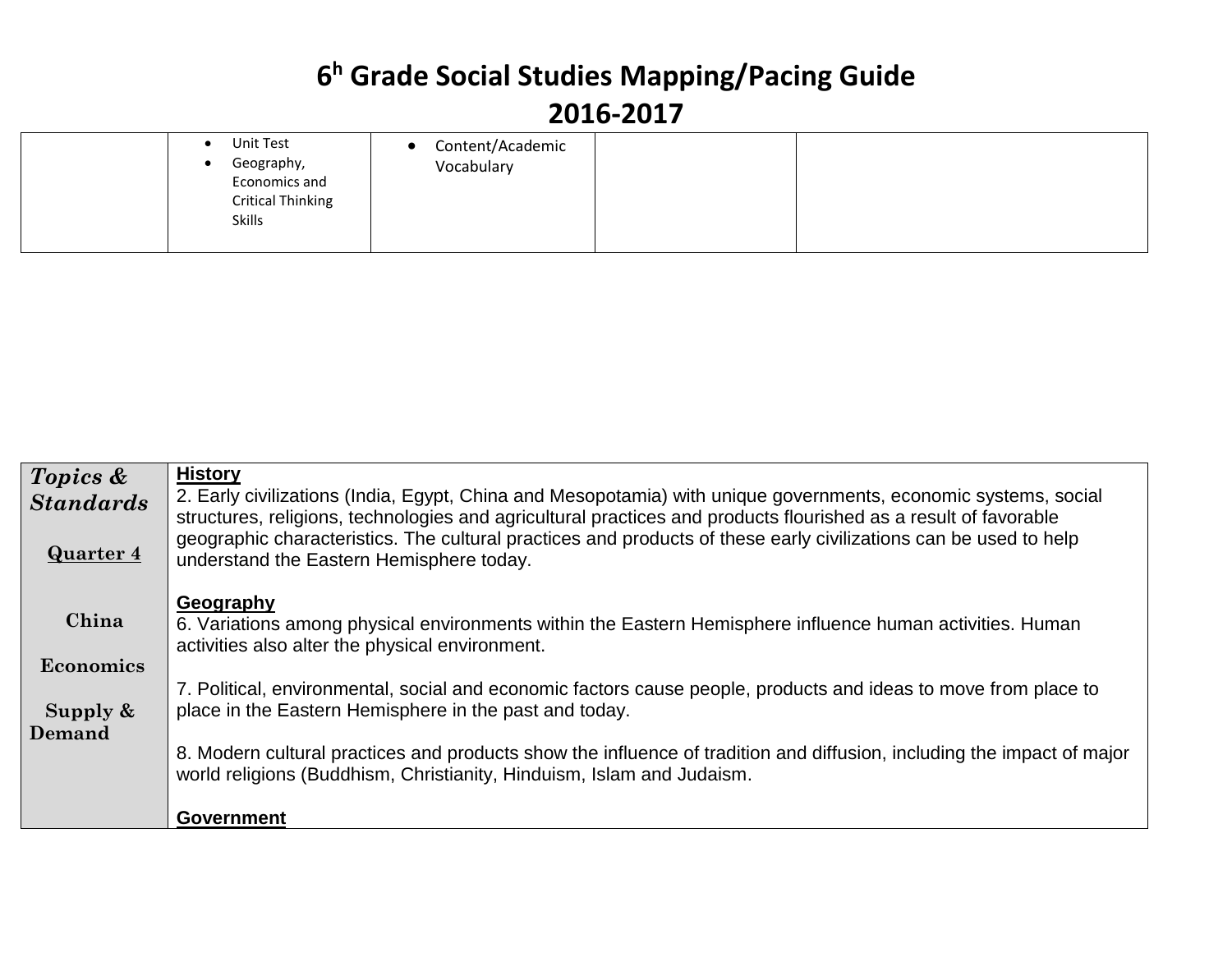# 6h Grade Social Studies Mapping/Pacing Guide
# 2016-2017

| | | | | |
|---|---|---|---|---|
| | • Unit Test<br>• Geography, Economics and Critical Thinking Skills | • Content/Academic Vocabulary | | |

| ***Topics & Standards*** | |
|---|---|
| **Quarter 4**<br><br>**China**<br><br>**Economics**<br><br>**Supply & Demand** | **History**<br>2. Early civilizations (India, Egypt, China and Mesopotamia) with unique governments, economic systems, social structures, religions, technologies and agricultural practices and products flourished as a result of favorable geographic characteristics. The cultural practices and products of these early civilizations can be used to help understand the Eastern Hemisphere today.<br><br>**Geography**<br>6. Variations among physical environments within the Eastern Hemisphere influence human activities. Human activities also alter the physical environment.<br><br>7. Political, environmental, social and economic factors cause people, products and ideas to move from place to place in the Eastern Hemisphere in the past and today.<br><br>8. Modern cultural practices and products show the influence of tradition and diffusion, including the impact of major world religions (Buddhism, Christianity, Hinduism, Islam and Judaism.<br><br>**Government** |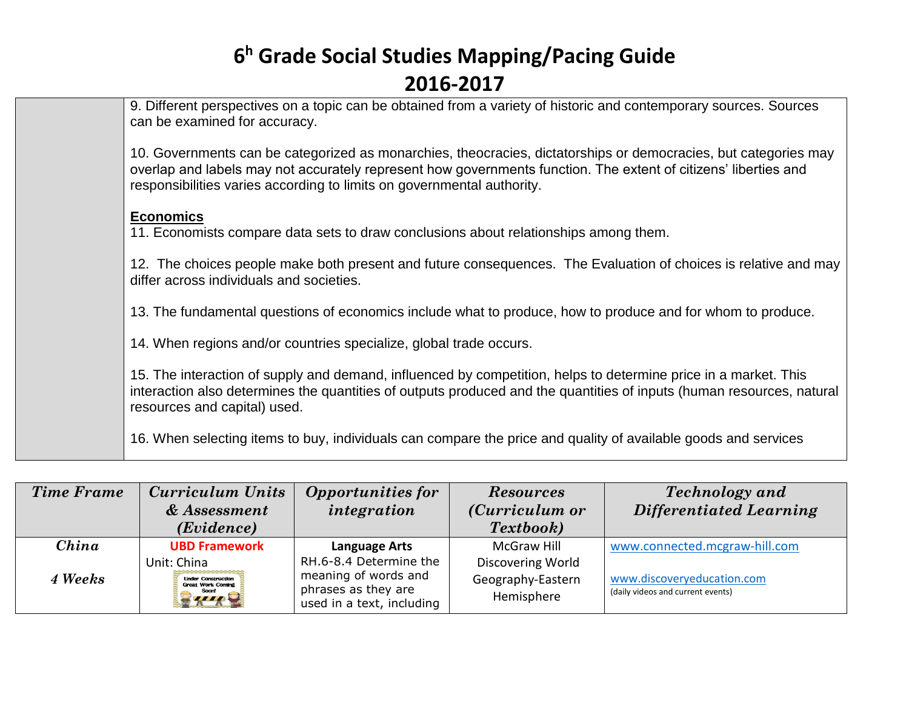# 6h Grade Social Studies Mapping/Pacing Guide

## 2016-2017

| | |
|---|---|
| | 9. Different perspectives on a topic can be obtained from a variety of historic and contemporary sources. Sources can be examined for accuracy.<br><br>10. Governments can be categorized as monarchies, theocracies, dictatorships or democracies, but categories may overlap and labels may not accurately represent how governments function. The extent of citizens' liberties and responsibilities varies according to limits on governmental authority.<br><br>**Economics**<br>11. Economists compare data sets to draw conclusions about relationships among them.<br><br>12. The choices people make both present and future consequences. The Evaluation of choices is relative and may differ across individuals and societies.<br><br>13. The fundamental questions of economics include what to produce, how to produce and for whom to produce.<br><br>14. When regions and/or countries specialize, global trade occurs.<br><br>15. The interaction of supply and demand, influenced by competition, helps to determine price in a market. This interaction also determines the quantities of outputs produced and the quantities of inputs (human resources, natural resources and capital) used.<br><br>16. When selecting items to buy, individuals can compare the price and quality of available goods and services |

| *Time Frame* | *Curriculum Units & Assessment (Evidence)* | *Opportunities for integration* | *Resources (Curriculum or Textbook)* | *Technology and Differentiated Learning* |
|---|---|---|---|---|
| ***China***<br><br>***4 Weeks*** | **UBD Framework**<br>Unit: China<br>Under Construction Great Work Coming Soon! | **Language Arts**<br>RH.6-8.4 Determine the meaning of words and phrases as they are used in a text, including | McGraw Hill Discovering World Geography-Eastern Hemisphere | www.connected.mcgraw-hill.com<br><br>www.discoveryeducation.com<br>(daily videos and current events) |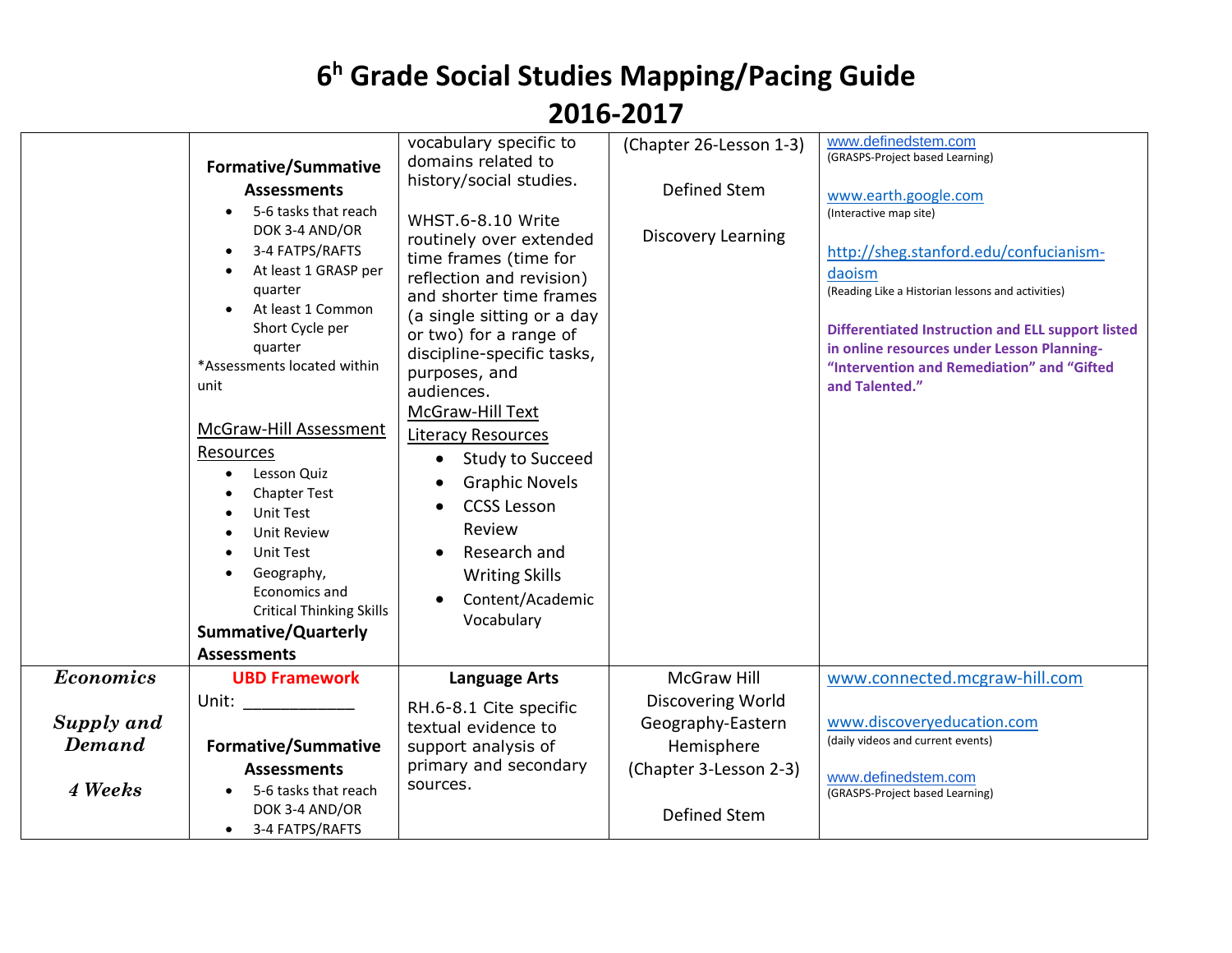# 6h Grade Social Studies Mapping/Pacing Guide

## 2016-2017

| | | | | |
|---|---|---|---|---|
| | **Formative/Summative Assessments**<br>• 5-6 tasks that reach DOK 3-4 AND/OR<br>• 3-4 FATPS/RAFTS<br>• At least 1 GRASP per quarter<br>• At least 1 Common Short Cycle per quarter<br>*Assessments located within unit<br><br>McGraw-Hill Assessment Resources<br>• Lesson Quiz<br>• Chapter Test<br>• Unit Test<br>• Unit Review<br>• Unit Test<br>• Geography, Economics and Critical Thinking Skills<br>**Summative/Quarterly Assessments** | vocabulary specific to domains related to history/social studies.<br><br>WHST.6-8.10 Write routinely over extended time frames (time for reflection and revision) and shorter time frames (a single sitting or a day or two) for a range of discipline-specific tasks, purposes, and audiences.<br>McGraw-Hill Text Literacy Resources<br>• Study to Succeed<br>• Graphic Novels<br>• CCSS Lesson Review<br>• Research and Writing Skills<br>• Content/Academic Vocabulary | (Chapter 26-Lesson 1-3)<br><br>Defined Stem<br><br>Discovery Learning | www.definedstem.com<br>(GRASPS-Project based Learning)<br><br>www.earth.google.com<br>(Interactive map site)<br><br>http://sheg.stanford.edu/confucianism-daoism<br>(Reading Like a Historian lessons and activities)<br><br>**Differentiated Instruction and ELL support listed in online resources under Lesson Planning-"Intervention and Remediation" and "Gifted and Talented."** |
| ***Economics***<br><br>***Supply and Demand***<br><br>***4 Weeks*** | **UBD Framework**<br>Unit: ___________<br><br>**Formative/Summative Assessments**<br>• 5-6 tasks that reach DOK 3-4 AND/OR<br>• 3-4 FATPS/RAFTS | **Language Arts**<br><br>RH.6-8.1 Cite specific textual evidence to support analysis of primary and secondary sources. | McGraw Hill Discovering World Geography-Eastern Hemisphere<br>(Chapter 3-Lesson 2-3)<br><br>Defined Stem | www.connected.mcgraw-hill.com<br><br>www.discoveryeducation.com<br>(daily videos and current events)<br><br>www.definedstem.com<br>(GRASPS-Project based Learning) |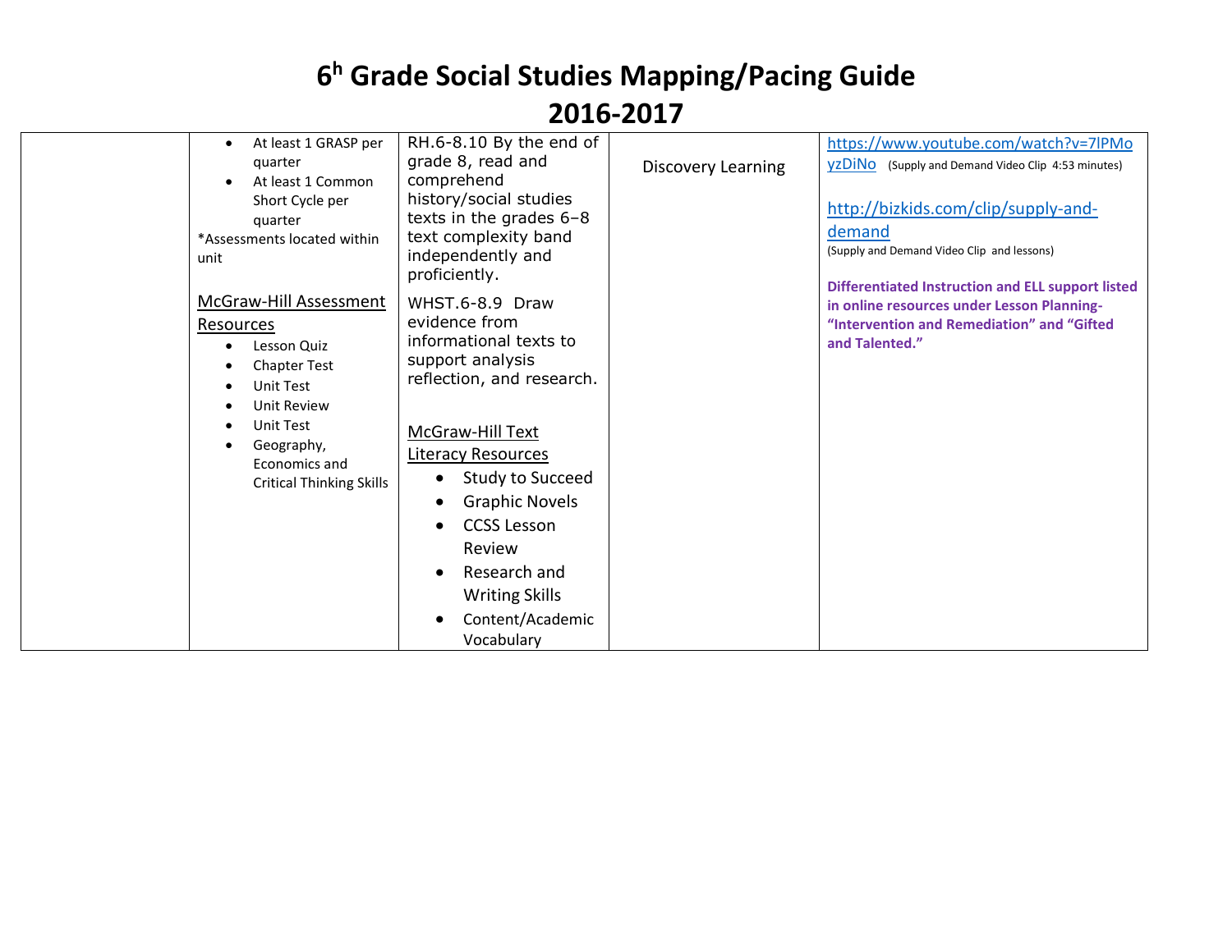# 6h Grade Social Studies Mapping/Pacing Guide

# 2016-2017

| | | | | |
|---|---|---|---|---|
| | • At least 1 GRASP per quarter<br>• At least 1 Common Short Cycle per quarter<br>*Assessments located within unit<br><br><u>McGraw-Hill Assessment Resources</u><br>• Lesson Quiz<br>• Chapter Test<br>• Unit Test<br>• Unit Review<br>• Unit Test<br>• Geography, Economics and Critical Thinking Skills | RH.6-8.10 By the end of grade 8, read and comprehend history/social studies texts in the grades 6–8 text complexity band independently and proficiently.<br><br>WHST.6-8.9 Draw evidence from informational texts to support analysis reflection, and research.<br><br><u>McGraw-Hill Text Literacy Resources</u><br>• Study to Succeed<br>• Graphic Novels<br>• CCSS Lesson Review<br>• Research and Writing Skills<br>• Content/Academic Vocabulary | Discovery Learning | https://www.youtube.com/watch?v=7lPMoyzDiNo (Supply and Demand Video Clip 4:53 minutes)<br><br>http://bizkids.com/clip/supply-and-demand<br>(Supply and Demand Video Clip and lessons)<br><br>**Differentiated Instruction and ELL support listed in online resources under Lesson Planning-"Intervention and Remediation" and "Gifted and Talented."** |